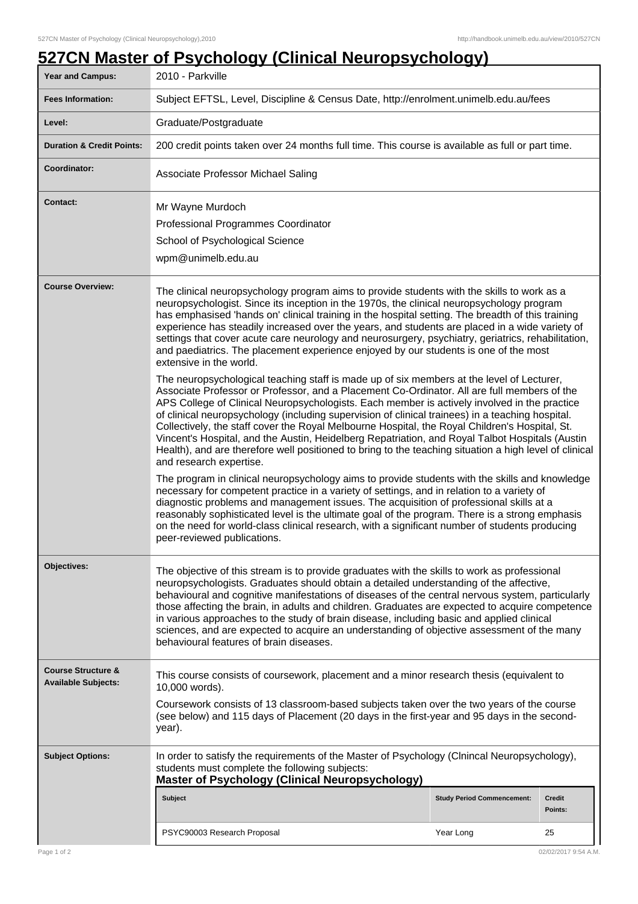# 527CN Master of Psychology (Clinical Neuropsychology)

| Field | Details |
|---|---|
| **Year and Campus:** | 2010 - Parkville |
| **Fees Information:** | Subject EFTSL, Level, Discipline & Census Date, http://enrolment.unimelb.edu.au/fees |
| **Level:** | Graduate/Postgraduate |
| **Duration & Credit Points:** | 200 credit points taken over 24 months full time. This course is available as full or part time. |
| **Coordinator:** | Associate Professor Michael Saling |
| **Contact:** | Mr Wayne Murdoch<br>Professional Programmes Coordinator<br>School of Psychological Science<br>wpm@unimelb.edu.au |

**Course Overview:**

The clinical neuropsychology program aims to provide students with the skills to work as a neuropsychologist. Since its inception in the 1970s, the clinical neuropsychology program has emphasised 'hands on' clinical training in the hospital setting. The breadth of this training experience has steadily increased over the years, and students are placed in a wide variety of settings that cover acute care neurology and neurosurgery, psychiatry, geriatrics, rehabilitation, and paediatrics. The placement experience enjoyed by our students is one of the most extensive in the world.

The neuropsychological teaching staff is made up of six members at the level of Lecturer, Associate Professor or Professor, and a Placement Co-Ordinator. All are full members of the APS College of Clinical Neuropsychologists. Each member is actively involved in the practice of clinical neuropsychology (including supervision of clinical trainees) in a teaching hospital. Collectively, the staff cover the Royal Melbourne Hospital, the Royal Children's Hospital, St. Vincent's Hospital, and the Austin, Heidelberg Repatriation, and Royal Talbot Hospitals (Austin Health), and are therefore well positioned to bring to the teaching situation a high level of clinical and research expertise.

The program in clinical neuropsychology aims to provide students with the skills and knowledge necessary for competent practice in a variety of settings, and in relation to a variety of diagnostic problems and management issues. The acquisition of professional skills at a reasonably sophisticated level is the ultimate goal of the program. There is a strong emphasis on the need for world-class clinical research, with a significant number of students producing peer-reviewed publications.

**Objectives:**

The objective of this stream is to provide graduates with the skills to work as professional neuropsychologists. Graduates should obtain a detailed understanding of the affective, behavioural and cognitive manifestations of diseases of the central nervous system, particularly those affecting the brain, in adults and children. Graduates are expected to acquire competence in various approaches to the study of brain disease, including basic and applied clinical sciences, and are expected to acquire an understanding of objective assessment of the many behavioural features of brain diseases.

**Course Structure & Available Subjects:**

This course consists of coursework, placement and a minor research thesis (equivalent to 10,000 words).

Coursework consists of 13 classroom-based subjects taken over the two years of the course (see below) and 115 days of Placement (20 days in the first-year and 95 days in the second-year).

**Subject Options:**

In order to satisfy the requirements of the Master of Psychology (Clnincal Neuropsychology), students must complete the following subjects:

**Master of Psychology (Clinical Neuropsychology)**

| Subject | Study Period Commencement: | Credit Points: |
|---|---|---|
| PSYC90003 Research Proposal | Year Long | 25 |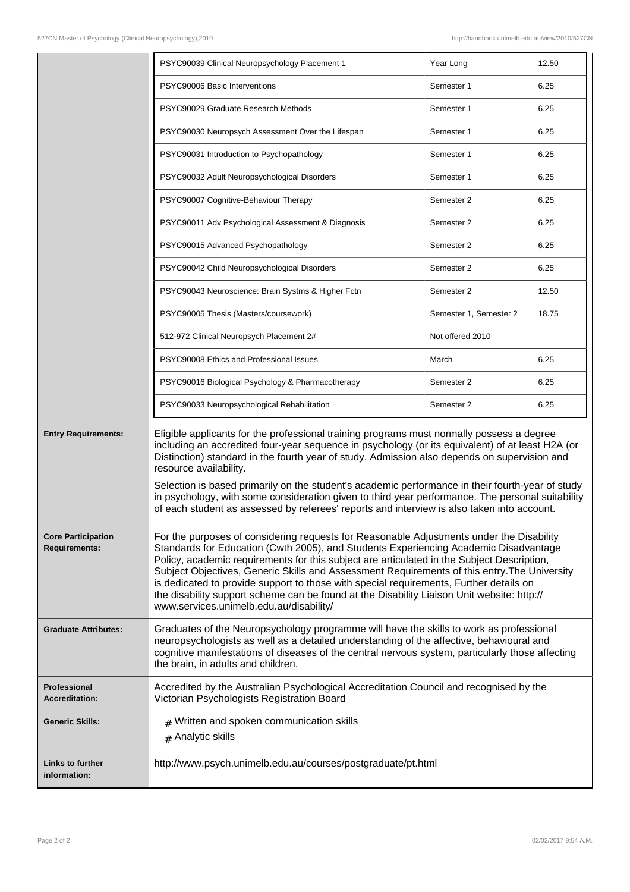| | | | |
|---|---|---|---|
| | PSYC90039 Clinical Neuropsychology Placement 1 | Year Long | 12.50 |
| | PSYC90006 Basic Interventions | Semester 1 | 6.25 |
| | PSYC90029 Graduate Research Methods | Semester 1 | 6.25 |
| | PSYC90030 Neuropsych Assessment Over the Lifespan | Semester 1 | 6.25 |
| | PSYC90031 Introduction to Psychopathology | Semester 1 | 6.25 |
| | PSYC90032 Adult Neuropsychological Disorders | Semester 1 | 6.25 |
| | PSYC90007 Cognitive-Behaviour Therapy | Semester 2 | 6.25 |
| | PSYC90011 Adv Psychological Assessment & Diagnosis | Semester 2 | 6.25 |
| | PSYC90015 Advanced Psychopathology | Semester 2 | 6.25 |
| | PSYC90042 Child Neuropsychological Disorders | Semester 2 | 6.25 |
| | PSYC90043 Neuroscience: Brain Systms & Higher Fctn | Semester 2 | 12.50 |
| | PSYC90005 Thesis (Masters/coursework) | Semester 1, Semester 2 | 18.75 |
| | 512-972 Clinical Neuropsych Placement 2# | Not offered 2010 | |
| | PSYC90008 Ethics and Professional Issues | March | 6.25 |
| | PSYC90016 Biological Psychology & Pharmacotherapy | Semester 2 | 6.25 |
| | PSYC90033 Neuropsychological Rehabilitation | Semester 2 | 6.25 |

| | |
|---|---|
| **Entry Requirements:** | Eligible applicants for the professional training programs must normally possess a degree including an accredited four-year sequence in psychology (or its equivalent) of at least H2A (or Distinction) standard in the fourth year of study. Admission also depends on supervision and resource availability.<br><br>Selection is based primarily on the student's academic performance in their fourth-year of study in psychology, with some consideration given to third year performance. The personal suitability of each student as assessed by referees' reports and interview is also taken into account. |
| **Core Participation Requirements:** | For the purposes of considering requests for Reasonable Adjustments under the Disability Standards for Education (Cwth 2005), and Students Experiencing Academic Disadvantage Policy, academic requirements for this subject are articulated in the Subject Description, Subject Objectives, Generic Skills and Assessment Requirements of this entry.The University is dedicated to provide support to those with special requirements, Further details on the disability support scheme can be found at the Disability Liaison Unit website: http://www.services.unimelb.edu.au/disability/ |
| **Graduate Attributes:** | Graduates of the Neuropsychology programme will have the skills to work as professional neuropsychologists as well as a detailed understanding of the affective, behavioural and cognitive manifestations of diseases of the central nervous system, particularly those affecting the brain, in adults and children. |
| **Professional Accreditation:** | Accredited by the Australian Psychological Accreditation Council and recognised by the Victorian Psychologists Registration Board |
| **Generic Skills:** | # Written and spoken communication skills<br># Analytic skills |
| **Links to further information:** | http://www.psych.unimelb.edu.au/courses/postgraduate/pt.html |